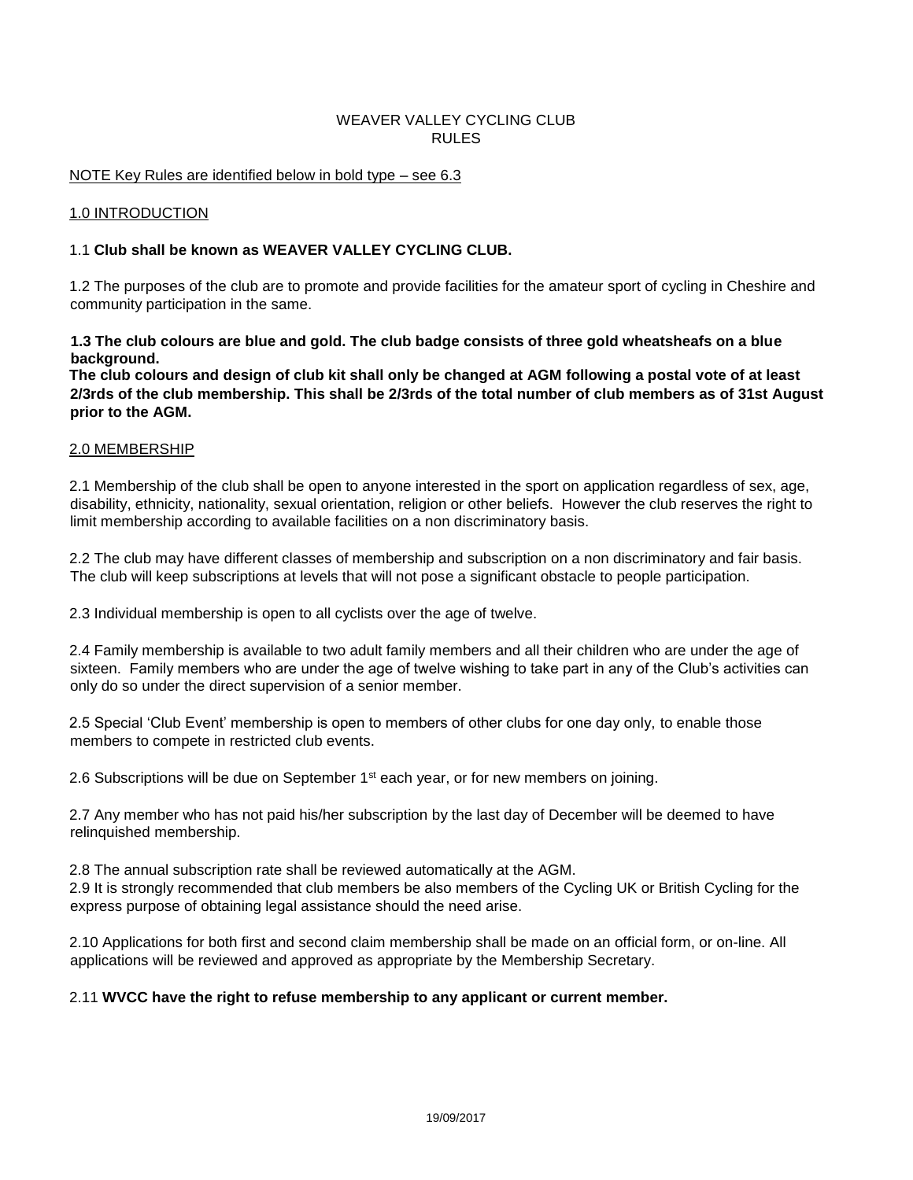# WEAVER VALLEY CYCLING CLUB
# RULES

NOTE Key Rules are identified below in bold type – see 6.3

## 1.0 INTRODUCTION

1.1 **Club shall be known as WEAVER VALLEY CYCLING CLUB.**

1.2 The purposes of the club are to promote and provide facilities for the amateur sport of cycling in Cheshire and community participation in the same.

**1.3 The club colours are blue and gold. The club badge consists of three gold wheatsheafs on a blue background.**
**The club colours and design of club kit shall only be changed at AGM following a postal vote of at least 2/3rds of the club membership. This shall be 2/3rds of the total number of club members as of 31st August prior to the AGM.**

## 2.0 MEMBERSHIP

2.1 Membership of the club shall be open to anyone interested in the sport on application regardless of sex, age, disability, ethnicity, nationality, sexual orientation, religion or other beliefs. However the club reserves the right to limit membership according to available facilities on a non discriminatory basis.

2.2 The club may have different classes of membership and subscription on a non discriminatory and fair basis. The club will keep subscriptions at levels that will not pose a significant obstacle to people participation.

2.3 Individual membership is open to all cyclists over the age of twelve.

2.4 Family membership is available to two adult family members and all their children who are under the age of sixteen. Family members who are under the age of twelve wishing to take part in any of the Club's activities can only do so under the direct supervision of a senior member.

2.5 Special 'Club Event' membership is open to members of other clubs for one day only, to enable those members to compete in restricted club events.

2.6 Subscriptions will be due on September 1st each year, or for new members on joining.

2.7 Any member who has not paid his/her subscription by the last day of December will be deemed to have relinquished membership.

2.8 The annual subscription rate shall be reviewed automatically at the AGM.

2.9 It is strongly recommended that club members be also members of the Cycling UK or British Cycling for the express purpose of obtaining legal assistance should the need arise.

2.10 Applications for both first and second claim membership shall be made on an official form, or on-line. All applications will be reviewed and approved as appropriate by the Membership Secretary.

2.11 **WVCC have the right to refuse membership to any applicant or current member.**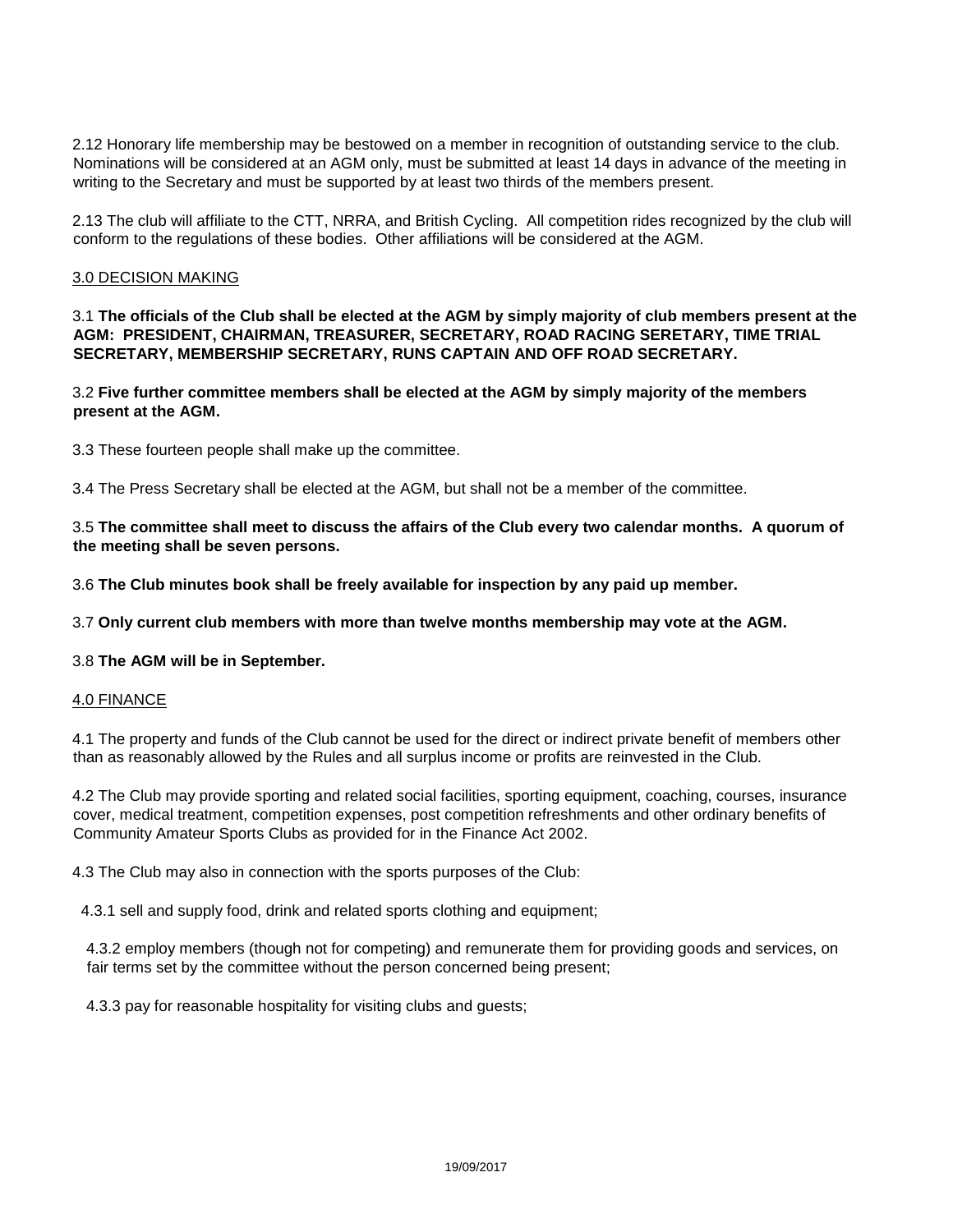2.12 Honorary life membership may be bestowed on a member in recognition of outstanding service to the club. Nominations will be considered at an AGM only, must be submitted at least 14 days in advance of the meeting in writing to the Secretary and must be supported by at least two thirds of the members present.

2.13 The club will affiliate to the CTT, NRRA, and British Cycling. All competition rides recognized by the club will conform to the regulations of these bodies. Other affiliations will be considered at the AGM.

## 3.0 DECISION MAKING

3.1 **The officials of the Club shall be elected at the AGM by simply majority of club members present at the AGM: PRESIDENT, CHAIRMAN, TREASURER, SECRETARY, ROAD RACING SERETARY, TIME TRIAL SECRETARY, MEMBERSHIP SECRETARY, RUNS CAPTAIN AND OFF ROAD SECRETARY.**

3.2 **Five further committee members shall be elected at the AGM by simply majority of the members present at the AGM.**

3.3 These fourteen people shall make up the committee.

3.4 The Press Secretary shall be elected at the AGM, but shall not be a member of the committee.

3.5 **The committee shall meet to discuss the affairs of the Club every two calendar months. A quorum of the meeting shall be seven persons.**

3.6 **The Club minutes book shall be freely available for inspection by any paid up member.**

3.7 **Only current club members with more than twelve months membership may vote at the AGM.**

3.8 **The AGM will be in September.**

## 4.0 FINANCE

4.1 The property and funds of the Club cannot be used for the direct or indirect private benefit of members other than as reasonably allowed by the Rules and all surplus income or profits are reinvested in the Club.

4.2 The Club may provide sporting and related social facilities, sporting equipment, coaching, courses, insurance cover, medical treatment, competition expenses, post competition refreshments and other ordinary benefits of Community Amateur Sports Clubs as provided for in the Finance Act 2002.

4.3 The Club may also in connection with the sports purposes of the Club:

4.3.1 sell and supply food, drink and related sports clothing and equipment;

4.3.2 employ members (though not for competing) and remunerate them for providing goods and services, on fair terms set by the committee without the person concerned being present;

4.3.3 pay for reasonable hospitality for visiting clubs and guests;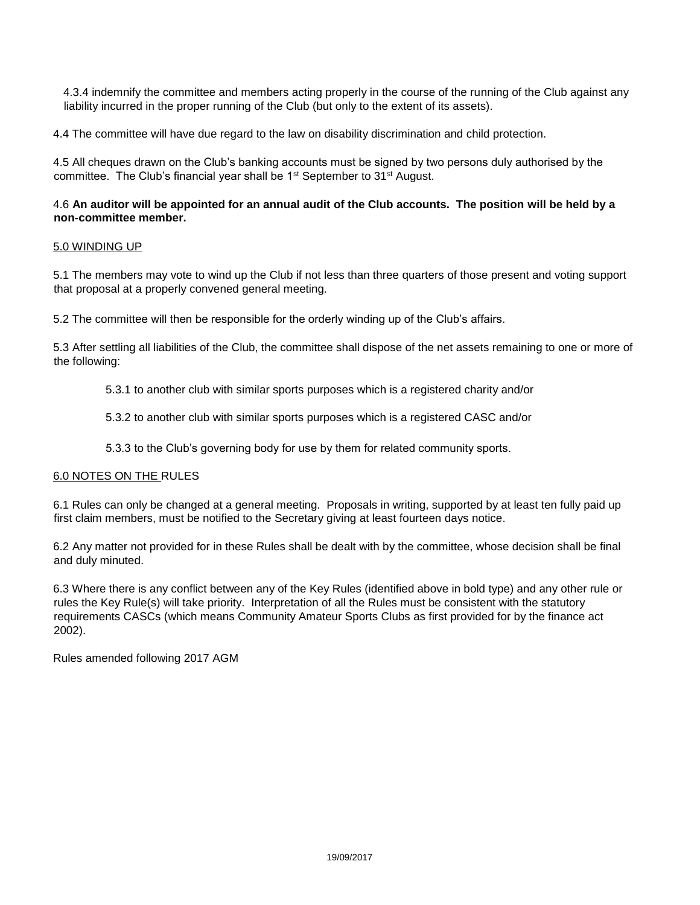4.3.4 indemnify the committee and members acting properly in the course of the running of the Club against any liability incurred in the proper running of the Club (but only to the extent of its assets).

4.4 The committee will have due regard to the law on disability discrimination and child protection.

4.5 All cheques drawn on the Club's banking accounts must be signed by two persons duly authorised by the committee. The Club's financial year shall be 1st September to 31st August.

4.6 **An auditor will be appointed for an annual audit of the Club accounts. The position will be held by a non-committee member.**

<u>5.0 WINDING UP</u>

5.1 The members may vote to wind up the Club if not less than three quarters of those present and voting support that proposal at a properly convened general meeting.

5.2 The committee will then be responsible for the orderly winding up of the Club's affairs.

5.3 After settling all liabilities of the Club, the committee shall dispose of the net assets remaining to one or more of the following:

5.3.1 to another club with similar sports purposes which is a registered charity and/or

5.3.2 to another club with similar sports purposes which is a registered CASC and/or

5.3.3 to the Club's governing body for use by them for related community sports.

<u>6.0 NOTES ON THE RULES</u>

6.1 Rules can only be changed at a general meeting. Proposals in writing, supported by at least ten fully paid up first claim members, must be notified to the Secretary giving at least fourteen days notice.

6.2 Any matter not provided for in these Rules shall be dealt with by the committee, whose decision shall be final and duly minuted.

6.3 Where there is any conflict between any of the Key Rules (identified above in bold type) and any other rule or rules the Key Rule(s) will take priority. Interpretation of all the Rules must be consistent with the statutory requirements CASCs (which means Community Amateur Sports Clubs as first provided for by the finance act 2002).

Rules amended following 2017 AGM

19/09/2017